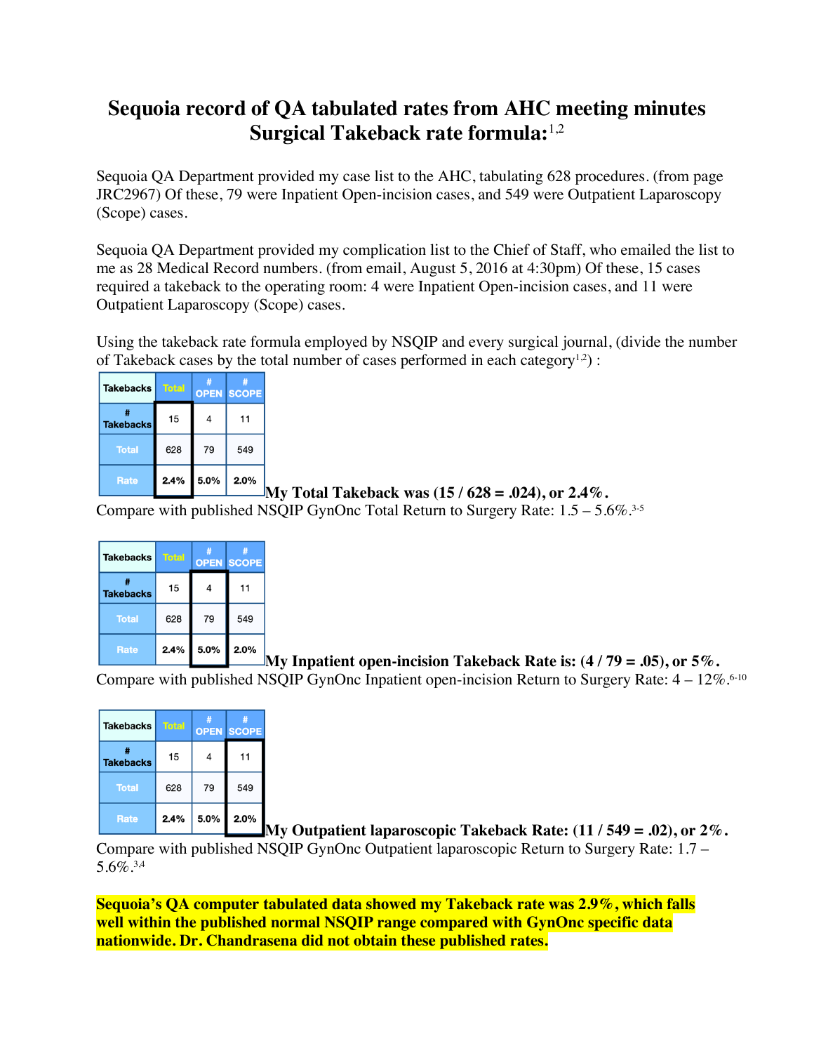# Sequoia record of QA tabulated rates from AHC meeting minutes Surgical Takeback rate formula:[1,2]

Sequoia QA Department provided my case list to the AHC, tabulating 628 procedures. (from page JRC2967) Of these, 79 were Inpatient Open-incision cases, and 549 were Outpatient Laparoscopy (Scope) cases.

Sequoia QA Department provided my complication list to the Chief of Staff, who emailed the list to me as 28 Medical Record numbers. (from email, August 5, 2016 at 4:30pm) Of these, 15 cases required a takeback to the operating room: 4 were Inpatient Open-incision cases, and 11 were Outpatient Laparoscopy (Scope) cases.

Using the takeback rate formula employed by NSQIP and every surgical journal, (divide the number of Takeback cases by the total number of cases performed in each category[1,2]) :

| Takebacks | Total | # OPEN | # SCOPE |
|---|---|---|---|
| # Takebacks | 15 | 4 | 11 |
| Total | 628 | 79 | 549 |
| Rate | **2.4%** | 5.0% | 2.0% |

**My Total Takeback was (15 / 628 = .024), or 2.4%.**
Compare with published NSQIP GynOnc Total Return to Surgery Rate: 1.5 – 5.6%.[3-5]

| Takebacks | Total | # OPEN | # SCOPE |
|---|---|---|---|
| # Takebacks | 15 | 4 | 11 |
| Total | 628 | 79 | 549 |
| Rate | 2.4% | **5.0%** | 2.0% |

**My Inpatient open-incision Takeback Rate is: (4 / 79 = .05), or 5%.**
Compare with published NSQIP GynOnc Inpatient open-incision Return to Surgery Rate: 4 – 12%.[6-10]

| Takebacks | Total | # OPEN | # SCOPE |
|---|---|---|---|
| # Takebacks | 15 | 4 | 11 |
| Total | 628 | 79 | 549 |
| Rate | 2.4% | 5.0% | **2.0%** |

**My Outpatient laparoscopic Takeback Rate: (11 / 549 = .02), or 2%.**
Compare with published NSQIP GynOnc Outpatient laparoscopic Return to Surgery Rate: 1.7 – 5.6%.[3,4]

**Sequoia's QA computer tabulated data showed my Takeback rate was 2.9%, which falls well within the published normal NSQIP range compared with GynOnc specific data nationwide. Dr. Chandrasena did not obtain these published rates.**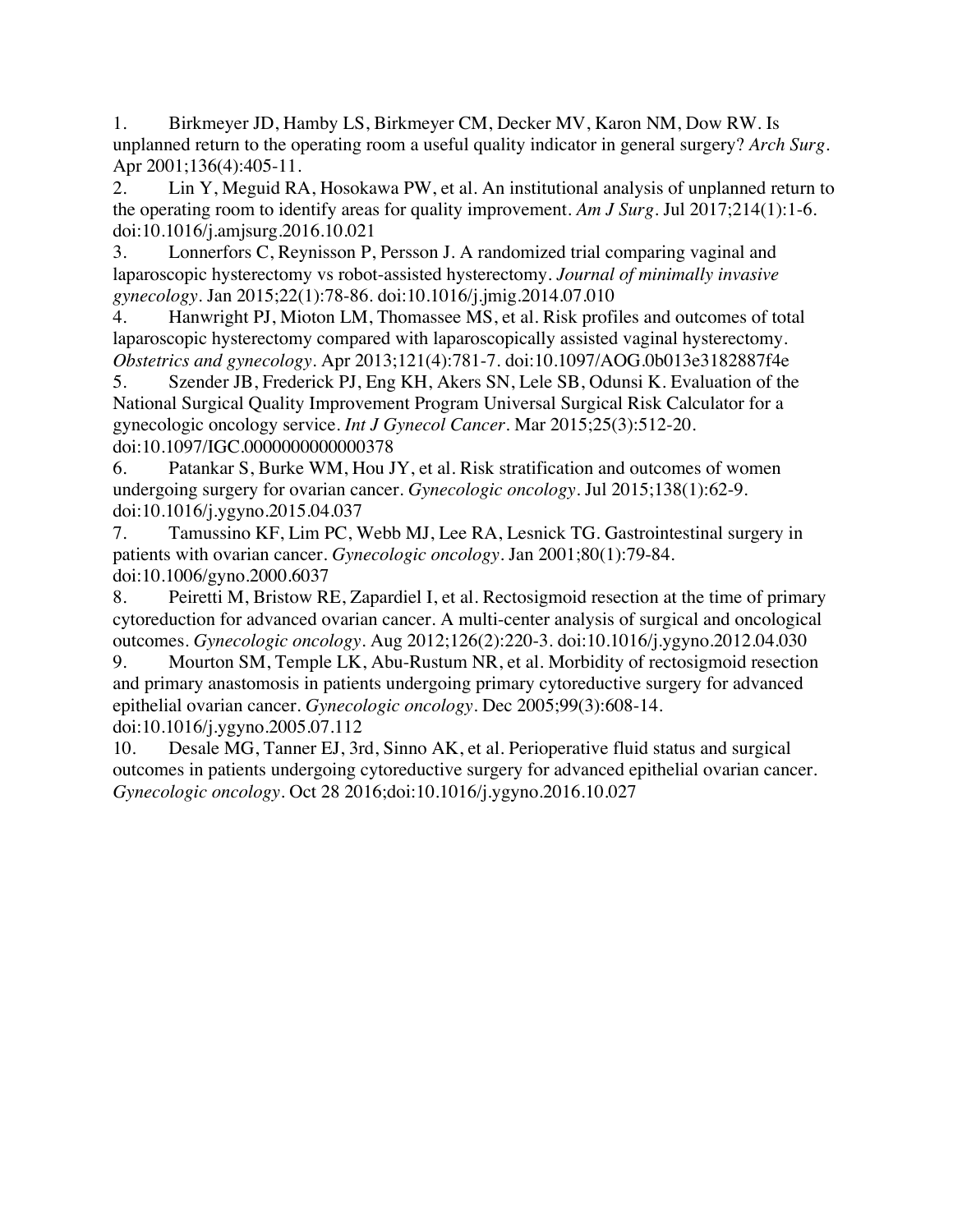1. Birkmeyer JD, Hamby LS, Birkmeyer CM, Decker MV, Karon NM, Dow RW. Is unplanned return to the operating room a useful quality indicator in general surgery? *Arch Surg*. Apr 2001;136(4):405-11.
2. Lin Y, Meguid RA, Hosokawa PW, et al. An institutional analysis of unplanned return to the operating room to identify areas for quality improvement. *Am J Surg*. Jul 2017;214(1):1-6. doi:10.1016/j.amjsurg.2016.10.021
3. Lonnerfors C, Reynisson P, Persson J. A randomized trial comparing vaginal and laparoscopic hysterectomy vs robot-assisted hysterectomy. *Journal of minimally invasive gynecology*. Jan 2015;22(1):78-86. doi:10.1016/j.jmig.2014.07.010
4. Hanwright PJ, Mioton LM, Thomassee MS, et al. Risk profiles and outcomes of total laparoscopic hysterectomy compared with laparoscopically assisted vaginal hysterectomy. *Obstetrics and gynecology*. Apr 2013;121(4):781-7. doi:10.1097/AOG.0b013e3182887f4e
5. Szender JB, Frederick PJ, Eng KH, Akers SN, Lele SB, Odunsi K. Evaluation of the National Surgical Quality Improvement Program Universal Surgical Risk Calculator for a gynecologic oncology service. *Int J Gynecol Cancer*. Mar 2015;25(3):512-20. doi:10.1097/IGC.0000000000000378
6. Patankar S, Burke WM, Hou JY, et al. Risk stratification and outcomes of women undergoing surgery for ovarian cancer. *Gynecologic oncology*. Jul 2015;138(1):62-9. doi:10.1016/j.ygyno.2015.04.037
7. Tamussino KF, Lim PC, Webb MJ, Lee RA, Lesnick TG. Gastrointestinal surgery in patients with ovarian cancer. *Gynecologic oncology*. Jan 2001;80(1):79-84. doi:10.1006/gyno.2000.6037
8. Peiretti M, Bristow RE, Zapardiel I, et al. Rectosigmoid resection at the time of primary cytoreduction for advanced ovarian cancer. A multi-center analysis of surgical and oncological outcomes. *Gynecologic oncology*. Aug 2012;126(2):220-3. doi:10.1016/j.ygyno.2012.04.030
9. Mourton SM, Temple LK, Abu-Rustum NR, et al. Morbidity of rectosigmoid resection and primary anastomosis in patients undergoing primary cytoreductive surgery for advanced epithelial ovarian cancer. *Gynecologic oncology*. Dec 2005;99(3):608-14. doi:10.1016/j.ygyno.2005.07.112
10. Desale MG, Tanner EJ, 3rd, Sinno AK, et al. Perioperative fluid status and surgical outcomes in patients undergoing cytoreductive surgery for advanced epithelial ovarian cancer. *Gynecologic oncology*. Oct 28 2016;doi:10.1016/j.ygyno.2016.10.027